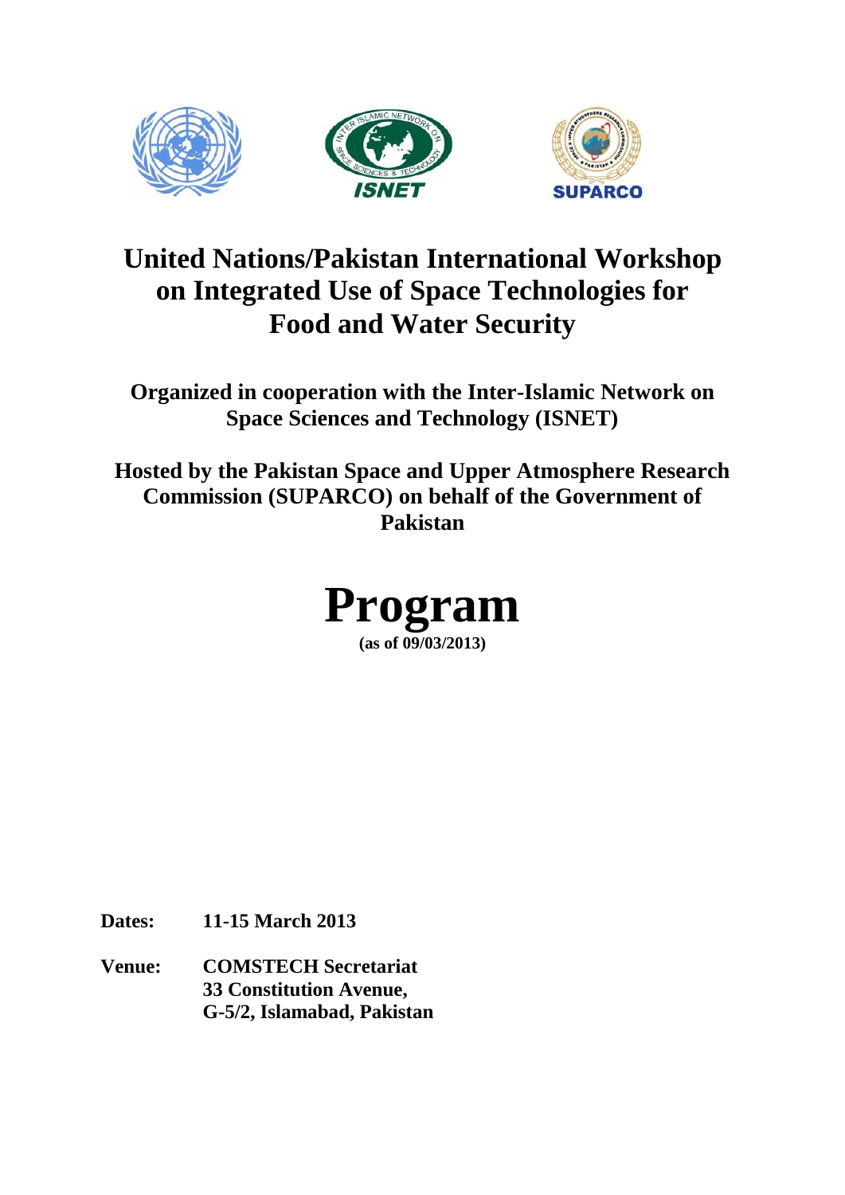# United Nations/Pakistan International Workshop on Integrated Use of Space Technologies for Food and Water Security

**Organized in cooperation with the Inter-Islamic Network on Space Sciences and Technology (ISNET)**

**Hosted by the Pakistan Space and Upper Atmosphere Research Commission (SUPARCO) on behalf of the Government of Pakistan**

# Program

**(as of 09/03/2013)**

**Dates:** **11-15 March 2013**

**Venue:** **COMSTECH Secretariat**
**33 Constitution Avenue,**
**G-5/2, Islamabad, Pakistan**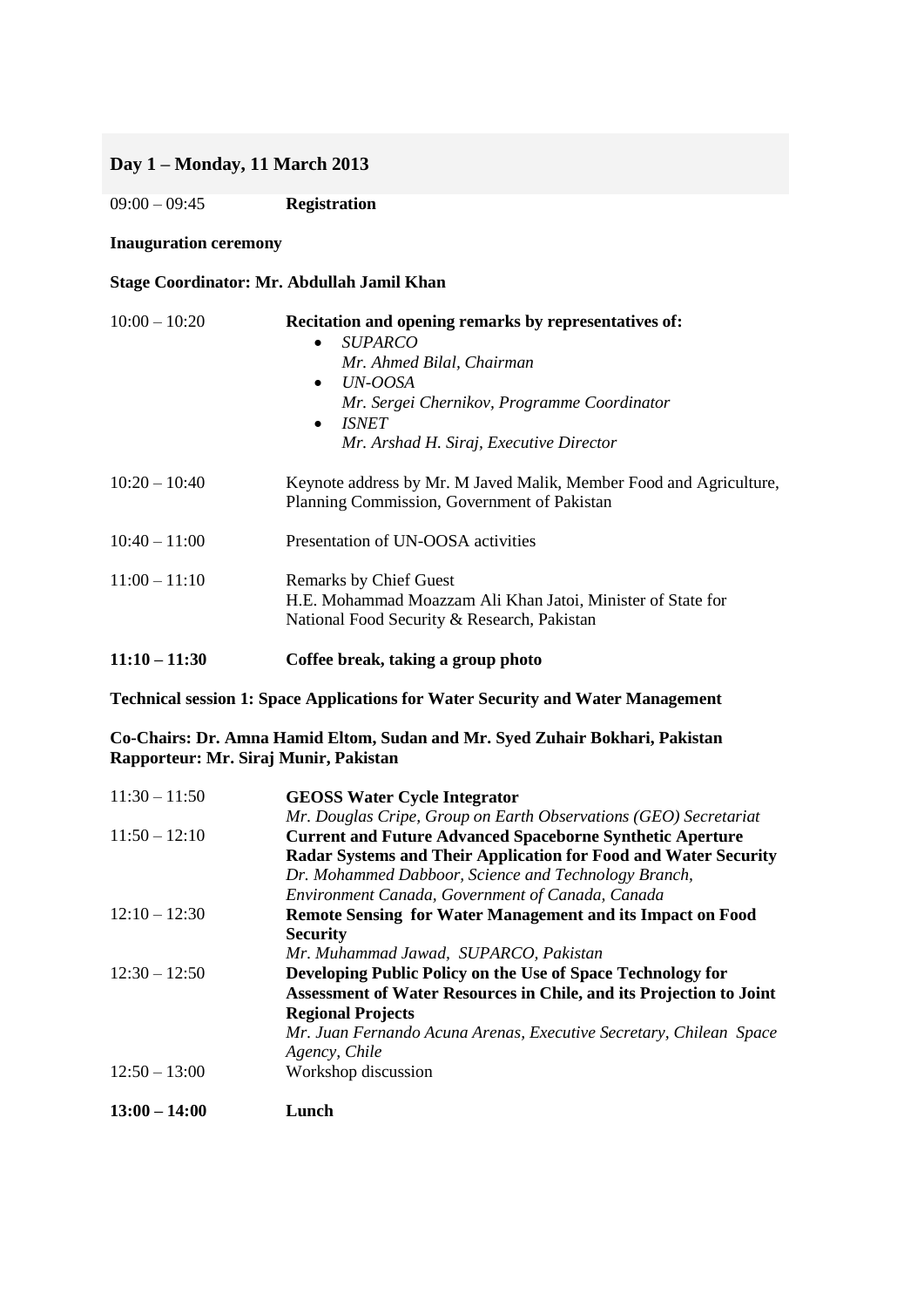## Day 1 – Monday, 11 March 2013

09:00 – 09:45 **Registration**

**Inauguration ceremony**

**Stage Coordinator: Mr. Abdullah Jamil Khan**

10:00 – 10:20 **Recitation and opening remarks by representatives of:**

- *SUPARCO*
  *Mr. Ahmed Bilal, Chairman*
- *UN-OOSA*
  *Mr. Sergei Chernikov, Programme Coordinator*
- *ISNET*
  *Mr. Arshad H. Siraj, Executive Director*

10:20 – 10:40 Keynote address by Mr. M Javed Malik, Member Food and Agriculture, Planning Commission, Government of Pakistan

10:40 – 11:00 Presentation of UN-OOSA activities

11:00 – 11:10 Remarks by Chief Guest
H.E. Mohammad Moazzam Ali Khan Jatoi, Minister of State for National Food Security & Research, Pakistan

**11:10 – 11:30 Coffee break, taking a group photo**

**Technical session 1: Space Applications for Water Security and Water Management**

**Co-Chairs: Dr. Amna Hamid Eltom, Sudan and Mr. Syed Zuhair Bokhari, Pakistan**
**Rapporteur: Mr. Siraj Munir, Pakistan**

11:30 – 11:50 **GEOSS Water Cycle Integrator**
*Mr. Douglas Cripe, Group on Earth Observations (GEO) Secretariat*

11:50 – 12:10 **Current and Future Advanced Spaceborne Synthetic Aperture Radar Systems and Their Application for Food and Water Security**
*Dr. Mohammed Dabboor, Science and Technology Branch, Environment Canada, Government of Canada, Canada*

12:10 – 12:30 **Remote Sensing for Water Management and its Impact on Food Security**
*Mr. Muhammad Jawad, SUPARCO, Pakistan*

12:30 – 12:50 **Developing Public Policy on the Use of Space Technology for Assessment of Water Resources in Chile, and its Projection to Joint Regional Projects**
*Mr. Juan Fernando Acuna Arenas, Executive Secretary, Chilean Space Agency, Chile*

12:50 – 13:00 Workshop discussion

**13:00 – 14:00 Lunch**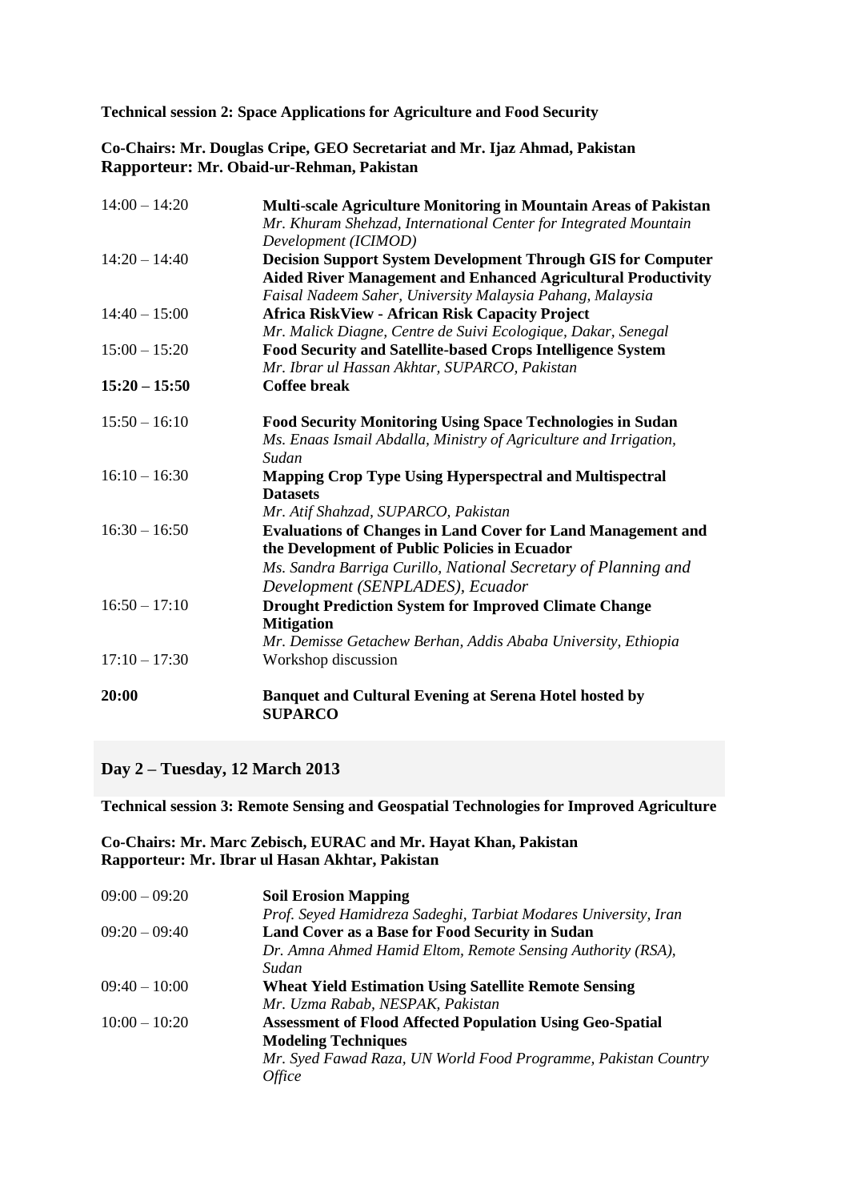**Technical session 2: Space Applications for Agriculture and Food Security**

**Co-Chairs: Mr. Douglas Cripe, GEO Secretariat and Mr. Ijaz Ahmad, Pakistan**
**Rapporteur: Mr. Obaid-ur-Rehman, Pakistan**

| | |
|---|---|
| 14:00 – 14:20 | **Multi-scale Agriculture Monitoring in Mountain Areas of Pakistan**<br>*Mr. Khuram Shehzad, International Center for Integrated Mountain Development (ICIMOD)* |
| 14:20 – 14:40 | **Decision Support System Development Through GIS for Computer Aided River Management and Enhanced Agricultural Productivity**<br>*Faisal Nadeem Saher, University Malaysia Pahang, Malaysia* |
| 14:40 – 15:00 | **Africa RiskView - African Risk Capacity Project**<br>*Mr. Malick Diagne, Centre de Suivi Ecologique, Dakar, Senegal* |
| 15:00 – 15:20 | **Food Security and Satellite-based Crops Intelligence System**<br>*Mr. Ibrar ul Hassan Akhtar, SUPARCO, Pakistan* |
| **15:20 – 15:50** | **Coffee break** |
| 15:50 – 16:10 | **Food Security Monitoring Using Space Technologies in Sudan**<br>*Ms. Enaas Ismail Abdalla, Ministry of Agriculture and Irrigation, Sudan* |
| 16:10 – 16:30 | **Mapping Crop Type Using Hyperspectral and Multispectral Datasets**<br>*Mr. Atif Shahzad, SUPARCO, Pakistan* |
| 16:30 – 16:50 | **Evaluations of Changes in Land Cover for Land Management and the Development of Public Policies in Ecuador**<br>*Ms. Sandra Barriga Curillo, National Secretary of Planning and Development (SENPLADES), Ecuador* |
| 16:50 – 17:10 | **Drought Prediction System for Improved Climate Change Mitigation**<br>*Mr. Demisse Getachew Berhan, Addis Ababa University, Ethiopia* |
| 17:10 – 17:30 | Workshop discussion |
| **20:00** | **Banquet and Cultural Evening at Serena Hotel hosted by SUPARCO** |

## Day 2 – Tuesday, 12 March 2013

**Technical session 3: Remote Sensing and Geospatial Technologies for Improved Agriculture**

**Co-Chairs: Mr. Marc Zebisch, EURAC and Mr. Hayat Khan, Pakistan**
**Rapporteur: Mr. Ibrar ul Hasan Akhtar, Pakistan**

| | |
|---|---|
| 09:00 – 09:20 | **Soil Erosion Mapping**<br>*Prof. Seyed Hamidreza Sadeghi, Tarbiat Modares University, Iran* |
| 09:20 – 09:40 | **Land Cover as a Base for Food Security in Sudan**<br>*Dr. Amna Ahmed Hamid Eltom, Remote Sensing Authority (RSA), Sudan* |
| 09:40 – 10:00 | **Wheat Yield Estimation Using Satellite Remote Sensing**<br>*Mr. Uzma Rabab, NESPAK, Pakistan* |
| 10:00 – 10:20 | **Assessment of Flood Affected Population Using Geo-Spatial Modeling Techniques**<br>*Mr. Syed Fawad Raza, UN World Food Programme, Pakistan Country Office* |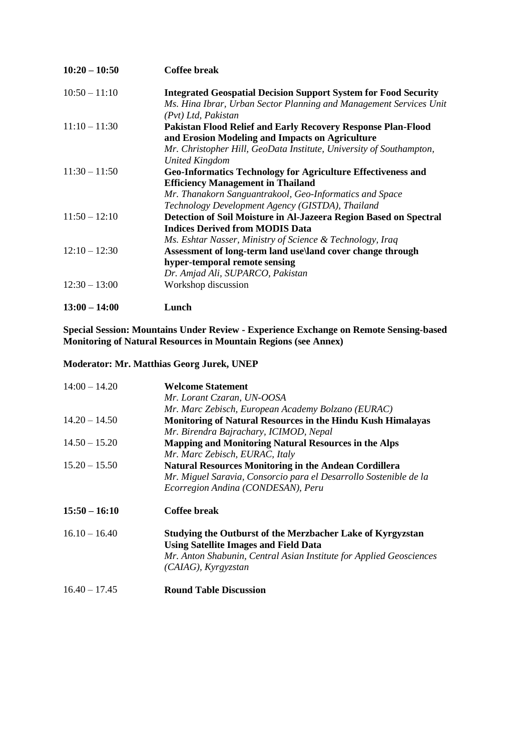| | |
|---|---|
| **10:20 – 10:50** | **Coffee break** |
| 10:50 – 11:10 | **Integrated Geospatial Decision Support System for Food Security**<br>*Ms. Hina Ibrar, Urban Sector Planning and Management Services Unit (Pvt) Ltd, Pakistan* |
| 11:10 – 11:30 | **Pakistan Flood Relief and Early Recovery Response Plan-Flood and Erosion Modeling and Impacts on Agriculture**<br>*Mr. Christopher Hill, GeoData Institute, University of Southampton, United Kingdom* |
| 11:30 – 11:50 | **Geo-Informatics Technology for Agriculture Effectiveness and Efficiency Management in Thailand**<br>*Mr. Thanakorn Sanguantrakool, Geo-Informatics and Space Technology Development Agency (GISTDA), Thailand* |
| 11:50 – 12:10 | **Detection of Soil Moisture in Al-Jazeera Region Based on Spectral Indices Derived from MODIS Data**<br>*Ms. Eshtar Nasser, Ministry of Science & Technology, Iraq* |
| 12:10 – 12:30 | **Assessment of long-term land use\land cover change through hyper-temporal remote sensing**<br>*Dr. Amjad Ali, SUPARCO, Pakistan* |
| 12:30 – 13:00 | Workshop discussion |
| **13:00 – 14:00** | **Lunch** |

**Special Session: Mountains Under Review - Experience Exchange on Remote Sensing-based Monitoring of Natural Resources in Mountain Regions (see Annex)**

**Moderator: Mr. Matthias Georg Jurek, UNEP**

| | |
|---|---|
| 14:00 – 14.20 | **Welcome Statement**<br>*Mr. Lorant Czaran, UN-OOSA*<br>*Mr. Marc Zebisch, European Academy Bolzano (EURAC)* |
| 14.20 – 14.50 | **Monitoring of Natural Resources in the Hindu Kush Himalayas**<br>*Mr. Birendra Bajrachary, ICIMOD, Nepal* |
| 14.50 – 15.20 | **Mapping and Monitoring Natural Resources in the Alps**<br>*Mr. Marc Zebisch, EURAC, Italy* |
| 15.20 – 15.50 | **Natural Resources Monitoring in the Andean Cordillera**<br>*Mr. Miguel Saravia, Consorcio para el Desarrollo Sostenible de la Ecorregion Andina (CONDESAN), Peru* |
| **15:50 – 16:10** | **Coffee break** |
| 16.10 – 16.40 | **Studying the Outburst of the Merzbacher Lake of Kyrgyzstan Using Satellite Images and Field Data**<br>*Mr. Anton Shabunin, Central Asian Institute for Applied Geosciences (CAIAG), Kyrgyzstan* |
| 16.40 – 17.45 | **Round Table Discussion** |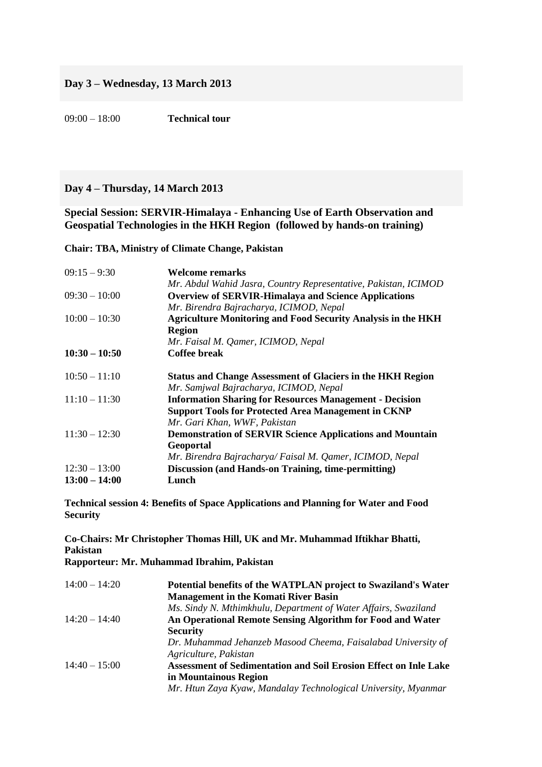## Day 3 – Wednesday, 13 March 2013

| | |
|---|---|
| 09:00 – 18:00 | **Technical tour** |

## Day 4 – Thursday, 14 March 2013

**Special Session: SERVIR-Himalaya - Enhancing Use of Earth Observation and Geospatial Technologies in the HKH Region (followed by hands-on training)**

**Chair: TBA, Ministry of Climate Change, Pakistan**

| | |
|---|---|
| 09:15 – 9:30 | **Welcome remarks**<br>*Mr. Abdul Wahid Jasra, Country Representative, Pakistan, ICIMOD* |
| 09:30 – 10:00 | **Overview of SERVIR-Himalaya and Science Applications**<br>*Mr. Birendra Bajracharya, ICIMOD, Nepal* |
| 10:00 – 10:30 | **Agriculture Monitoring and Food Security Analysis in the HKH Region**<br>*Mr. Faisal M. Qamer, ICIMOD, Nepal* |
| **10:30 – 10:50** | **Coffee break** |
| 10:50 – 11:10 | **Status and Change Assessment of Glaciers in the HKH Region**<br>*Mr. Samjwal Bajracharya, ICIMOD, Nepal* |
| 11:10 – 11:30 | **Information Sharing for Resources Management - Decision Support Tools for Protected Area Management in CKNP**<br>*Mr. Gari Khan, WWF, Pakistan* |
| 11:30 – 12:30 | **Demonstration of SERVIR Science Applications and Mountain Geoportal**<br>*Mr. Birendra Bajracharya/ Faisal M. Qamer, ICIMOD, Nepal* |
| 12:30 – 13:00 | **Discussion (and Hands-on Training, time-permitting)** |
| **13:00 – 14:00** | **Lunch** |

**Technical session 4: Benefits of Space Applications and Planning for Water and Food Security**

**Co-Chairs: Mr Christopher Thomas Hill, UK and Mr. Muhammad Iftikhar Bhatti, Pakistan**
**Rapporteur: Mr. Muhammad Ibrahim, Pakistan**

| | |
|---|---|
| 14:00 – 14:20 | **Potential benefits of the WATPLAN project to Swaziland's Water Management in the Komati River Basin**<br>*Ms. Sindy N. Mthimkhulu, Department of Water Affairs, Swaziland* |
| 14:20 – 14:40 | **An Operational Remote Sensing Algorithm for Food and Water Security**<br>*Dr. Muhammad Jehanzeb Masood Cheema, Faisalabad University of Agriculture, Pakistan* |
| 14:40 – 15:00 | **Assessment of Sedimentation and Soil Erosion Effect on Inle Lake in Mountainous Region**<br>*Mr. Htun Zaya Kyaw, Mandalay Technological University, Myanmar* |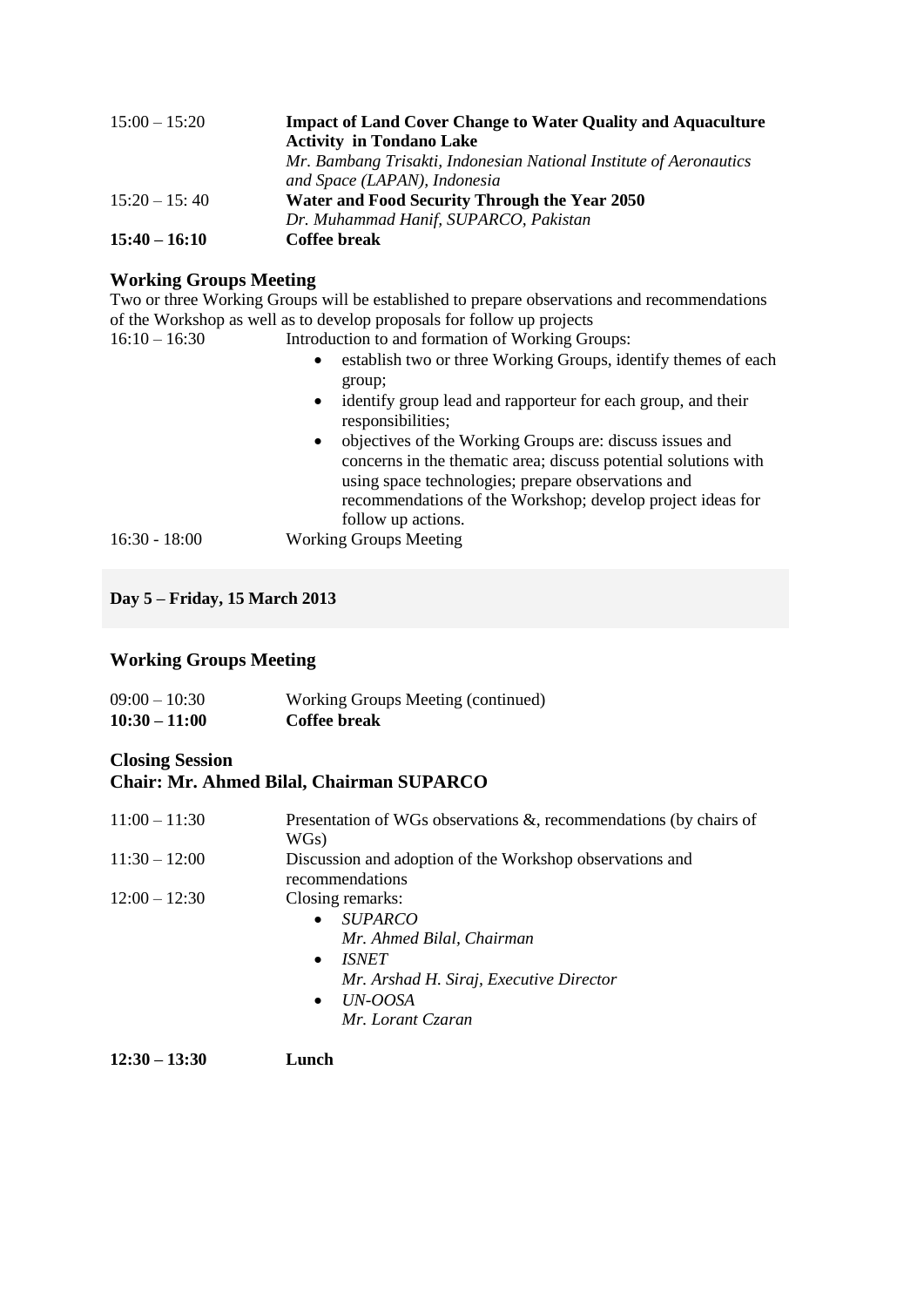15:00 – 15:20 **Impact of Land Cover Change to Water Quality and Aquaculture Activity in Tondano Lake**
*Mr. Bambang Trisakti, Indonesian National Institute of Aeronautics and Space (LAPAN), Indonesia*

15:20 – 15: 40 **Water and Food Security Through the Year 2050**
*Dr. Muhammad Hanif, SUPARCO, Pakistan*

**15:40 – 16:10 Coffee break**

### Working Groups Meeting

Two or three Working Groups will be established to prepare observations and recommendations of the Workshop as well as to develop proposals for follow up projects

16:10 – 16:30 Introduction to and formation of Working Groups:

- establish two or three Working Groups, identify themes of each group;
- identify group lead and rapporteur for each group, and their responsibilities;
- objectives of the Working Groups are: discuss issues and concerns in the thematic area; discuss potential solutions with using space technologies; prepare observations and recommendations of the Workshop; develop project ideas for follow up actions.

16:30 - 18:00 Working Groups Meeting

## Day 5 – Friday, 15 March 2013

### Working Groups Meeting

09:00 – 10:30 Working Groups Meeting (continued)

**10:30 – 11:00 Coffee break**

### Closing Session
### Chair: Mr. Ahmed Bilal, Chairman SUPARCO

11:00 – 11:30 Presentation of WGs observations &, recommendations (by chairs of WGs)

11:30 – 12:00 Discussion and adoption of the Workshop observations and recommendations

12:00 – 12:30 Closing remarks:

- *SUPARCO*
  *Mr. Ahmed Bilal, Chairman*
- *ISNET*
  *Mr. Arshad H. Siraj, Executive Director*
- *UN-OOSA*
  *Mr. Lorant Czaran*

**12:30 – 13:30 Lunch**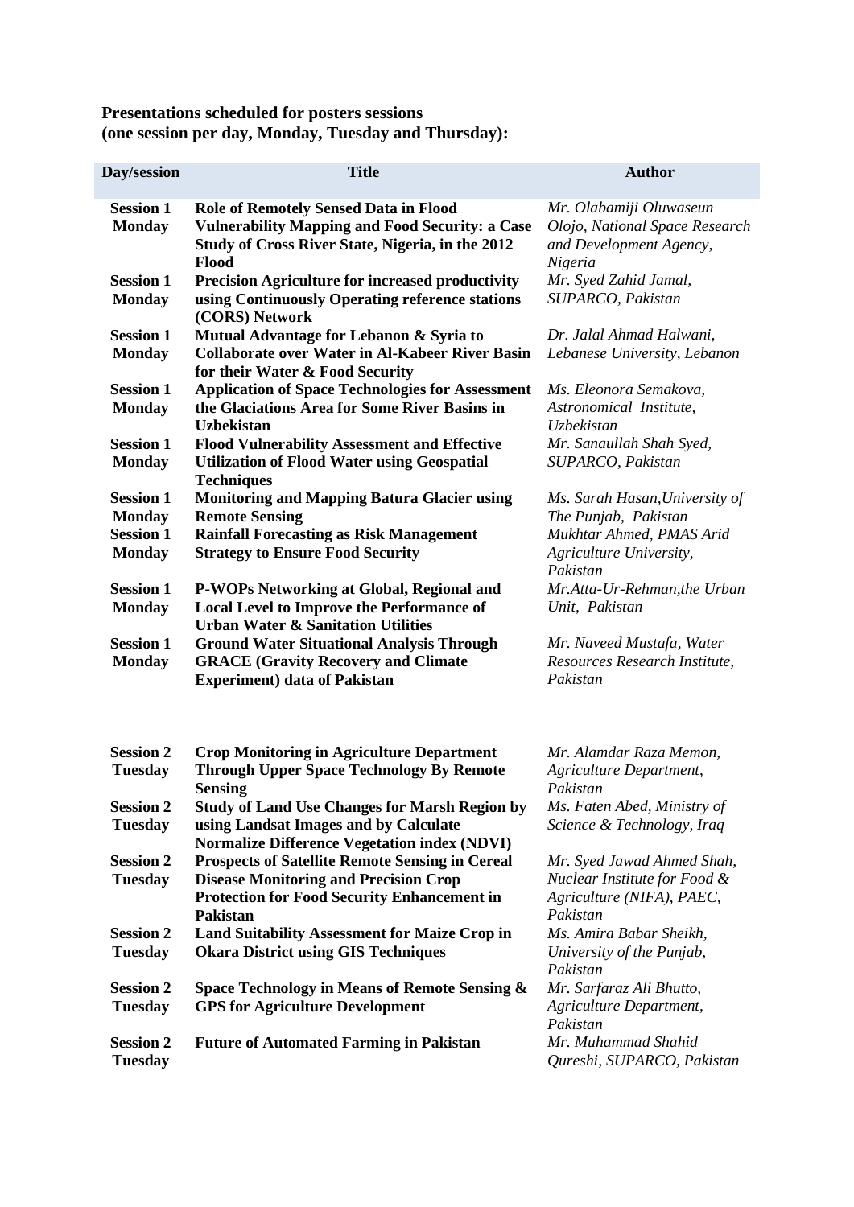**Presentations scheduled for posters sessions (one session per day, Monday, Tuesday and Thursday):**

| Day/session | Title | Author |
|---|---|---|
| **Session 1 Monday** | **Role of Remotely Sensed Data in Flood Vulnerability Mapping and Food Security: a Case Study of Cross River State, Nigeria, in the 2012 Flood** | *Mr. Olabamiji Oluwaseun Olojo, National Space Research and Development Agency, Nigeria* |
| **Session 1 Monday** | **Precision Agriculture for increased productivity using Continuously Operating reference stations (CORS) Network** | *Mr. Syed Zahid Jamal, SUPARCO, Pakistan* |
| **Session 1 Monday** | **Mutual Advantage for Lebanon & Syria to Collaborate over Water in Al-Kabeer River Basin for their Water & Food Security** | *Dr. Jalal Ahmad Halwani, Lebanese University, Lebanon* |
| **Session 1 Monday** | **Application of Space Technologies for Assessment the Glaciations Area for Some River Basins in Uzbekistan** | *Ms. Eleonora Semakova, Astronomical Institute, Uzbekistan* |
| **Session 1 Monday** | **Flood Vulnerability Assessment and Effective Utilization of Flood Water using Geospatial Techniques** | *Mr. Sanaullah Shah Syed, SUPARCO, Pakistan* |
| **Session 1 Monday** | **Monitoring and Mapping Batura Glacier using Remote Sensing** | *Ms. Sarah Hasan,University of The Punjab, Pakistan* |
| **Session 1 Monday** | **Rainfall Forecasting as Risk Management Strategy to Ensure Food Security** | *Mukhtar Ahmed, PMAS Arid Agriculture University, Pakistan* |
| **Session 1 Monday** | **P-WOPs Networking at Global, Regional and Local Level to Improve the Performance of Urban Water & Sanitation Utilities** | *Mr.Atta-Ur-Rehman,the Urban Unit, Pakistan* |
| **Session 1 Monday** | **Ground Water Situational Analysis Through GRACE (Gravity Recovery and Climate Experiment) data of Pakistan** | *Mr. Naveed Mustafa, Water Resources Research Institute, Pakistan* |
| **Session 2 Tuesday** | **Crop Monitoring in Agriculture Department Through Upper Space Technology By Remote Sensing** | *Mr. Alamdar Raza Memon, Agriculture Department, Pakistan* |
| **Session 2 Tuesday** | **Study of Land Use Changes for Marsh Region by using Landsat Images and by Calculate Normalize Difference Vegetation index (NDVI)** | *Ms. Faten Abed, Ministry of Science & Technology, Iraq* |
| **Session 2 Tuesday** | **Prospects of Satellite Remote Sensing in Cereal Disease Monitoring and Precision Crop Protection for Food Security Enhancement in Pakistan** | *Mr. Syed Jawad Ahmed Shah, Nuclear Institute for Food & Agriculture (NIFA), PAEC, Pakistan* |
| **Session 2 Tuesday** | **Land Suitability Assessment for Maize Crop in Okara District using GIS Techniques** | *Ms. Amira Babar Sheikh, University of the Punjab, Pakistan* |
| **Session 2 Tuesday** | **Space Technology in Means of Remote Sensing & GPS for Agriculture Development** | *Mr. Sarfaraz Ali Bhutto, Agriculture Department, Pakistan* |
| **Session 2 Tuesday** | **Future of Automated Farming in Pakistan** | *Mr. Muhammad Shahid Qureshi, SUPARCO, Pakistan* |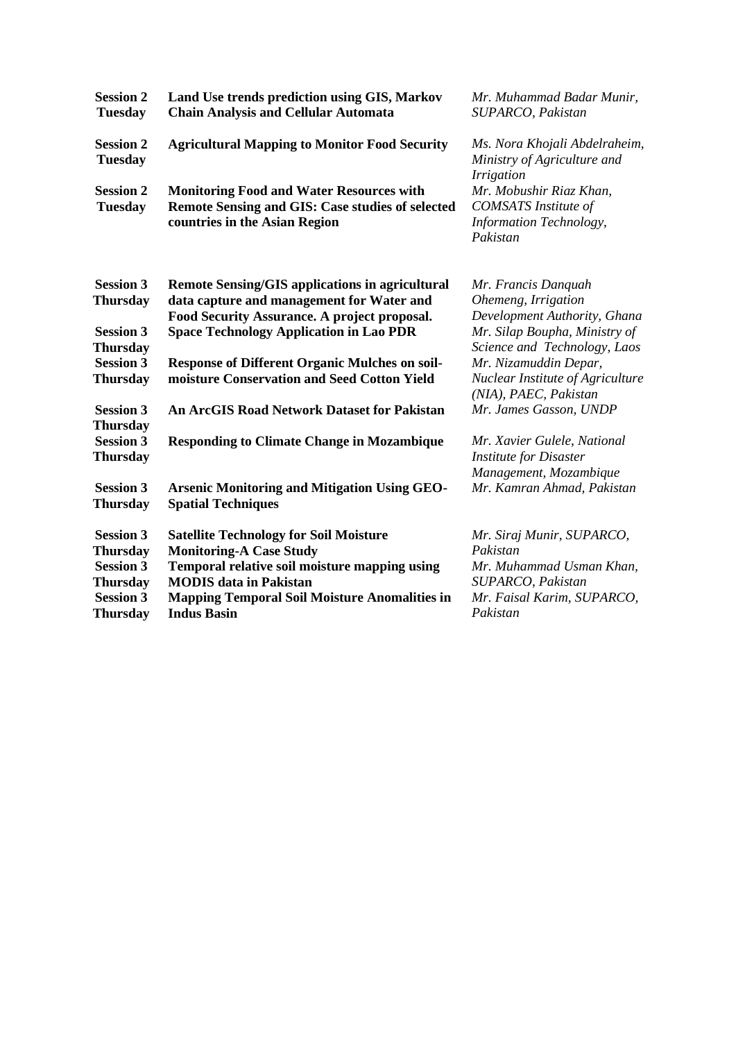| | | |
|---|---|---|
| **Session 2 Tuesday** | **Land Use trends prediction using GIS, Markov Chain Analysis and Cellular Automata** | *Mr. Muhammad Badar Munir, SUPARCO, Pakistan* |
| **Session 2 Tuesday** | **Agricultural Mapping to Monitor Food Security** | *Ms. Nora Khojali Abdelraheim, Ministry of Agriculture and Irrigation* |
| **Session 2 Tuesday** | **Monitoring Food and Water Resources with Remote Sensing and GIS: Case studies of selected countries in the Asian Region** | *Mr. Mobushir Riaz Khan, COMSATS Institute of Information Technology, Pakistan* |
| **Session 3 Thursday** | **Remote Sensing/GIS applications in agricultural data capture and management for Water and Food Security Assurance. A project proposal.** | *Mr. Francis Danquah Ohemeng, Irrigation Development Authority, Ghana* |
| **Session 3 Thursday** | **Space Technology Application in Lao PDR** | *Mr. Silap Boupha, Ministry of Science and Technology, Laos* |
| **Session 3 Thursday** | **Response of Different Organic Mulches on soil-moisture Conservation and Seed Cotton Yield** | *Mr. Nizamuddin Depar, Nuclear Institute of Agriculture (NIA), PAEC, Pakistan* |
| **Session 3 Thursday** | **An ArcGIS Road Network Dataset for Pakistan** | *Mr. James Gasson, UNDP* |
| **Session 3 Thursday** | **Responding to Climate Change in Mozambique** | *Mr. Xavier Gulele, National Institute for Disaster Management, Mozambique* |
| **Session 3 Thursday** | **Arsenic Monitoring and Mitigation Using GEO-Spatial Techniques** | *Mr. Kamran Ahmad, Pakistan* |
| **Session 3 Thursday** | **Satellite Technology for Soil Moisture Monitoring-A Case Study** | *Mr. Siraj Munir, SUPARCO, Pakistan* |
| **Session 3 Thursday** | **Temporal relative soil moisture mapping using MODIS data in Pakistan** | *Mr. Muhammad Usman Khan, SUPARCO, Pakistan* |
| **Session 3 Thursday** | **Mapping Temporal Soil Moisture Anomalities in Indus Basin** | *Mr. Faisal Karim, SUPARCO, Pakistan* |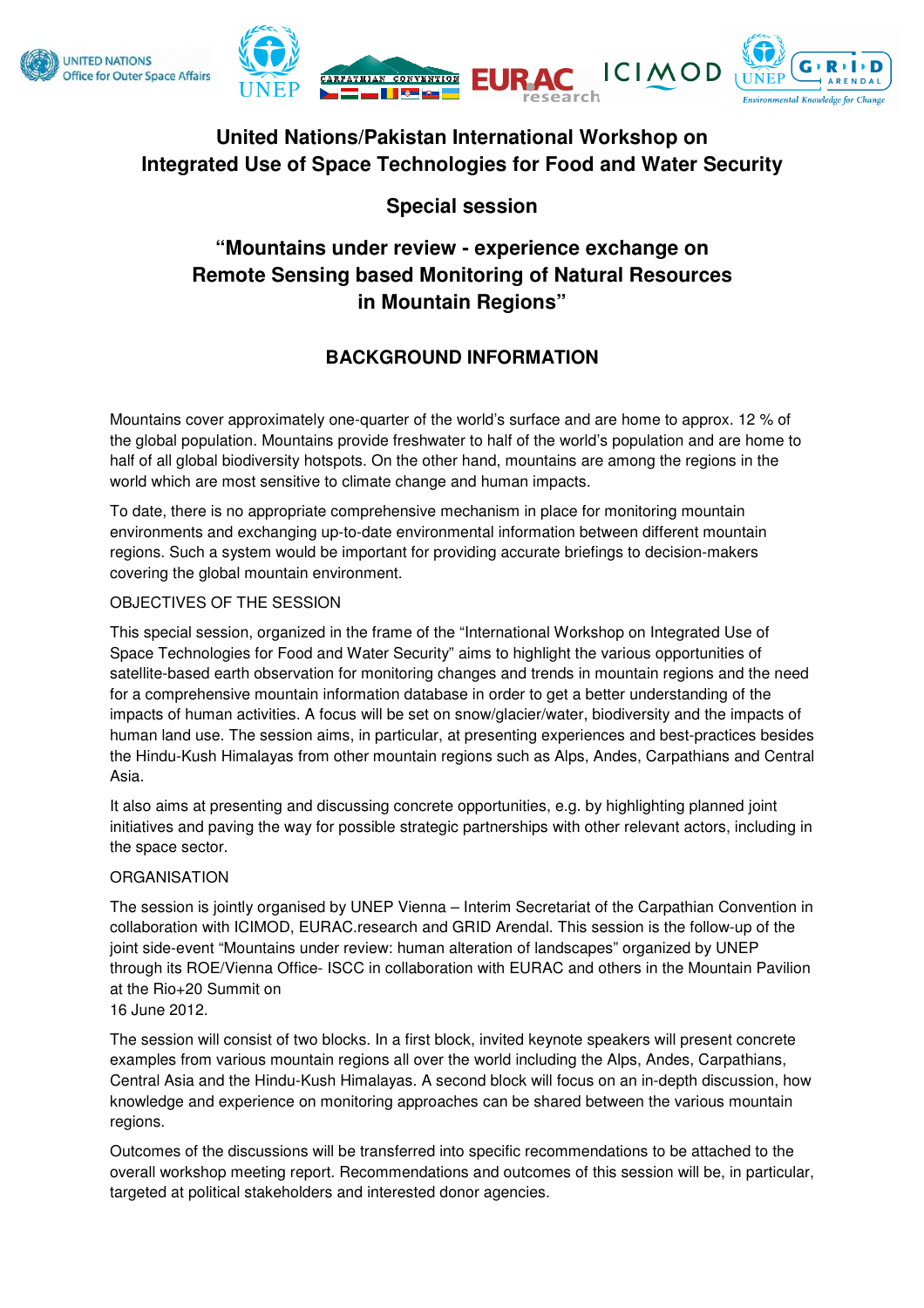# United Nations/Pakistan International Workshop on Integrated Use of Space Technologies for Food and Water Security

## Special session

## "Mountains under review - experience exchange on Remote Sensing based Monitoring of Natural Resources in Mountain Regions"

## BACKGROUND INFORMATION

Mountains cover approximately one-quarter of the world's surface and are home to approx. 12 % of the global population. Mountains provide freshwater to half of the world's population and are home to half of all global biodiversity hotspots. On the other hand, mountains are among the regions in the world which are most sensitive to climate change and human impacts.

To date, there is no appropriate comprehensive mechanism in place for monitoring mountain environments and exchanging up-to-date environmental information between different mountain regions. Such a system would be important for providing accurate briefings to decision-makers covering the global mountain environment.

OBJECTIVES OF THE SESSION

This special session, organized in the frame of the "International Workshop on Integrated Use of Space Technologies for Food and Water Security" aims to highlight the various opportunities of satellite-based earth observation for monitoring changes and trends in mountain regions and the need for a comprehensive mountain information database in order to get a better understanding of the impacts of human activities. A focus will be set on snow/glacier/water, biodiversity and the impacts of human land use. The session aims, in particular, at presenting experiences and best-practices besides the Hindu-Kush Himalayas from other mountain regions such as Alps, Andes, Carpathians and Central Asia.

It also aims at presenting and discussing concrete opportunities, e.g. by highlighting planned joint initiatives and paving the way for possible strategic partnerships with other relevant actors, including in the space sector.

ORGANISATION

The session is jointly organised by UNEP Vienna – Interim Secretariat of the Carpathian Convention in collaboration with ICIMOD, EURAC.research and GRID Arendal. This session is the follow-up of the joint side-event "Mountains under review: human alteration of landscapes" organized by UNEP through its ROE/Vienna Office- ISCC in collaboration with EURAC and others in the Mountain Pavilion at the Rio+20 Summit on
16 June 2012.

The session will consist of two blocks. In a first block, invited keynote speakers will present concrete examples from various mountain regions all over the world including the Alps, Andes, Carpathians, Central Asia and the Hindu-Kush Himalayas. A second block will focus on an in-depth discussion, how knowledge and experience on monitoring approaches can be shared between the various mountain regions.

Outcomes of the discussions will be transferred into specific recommendations to be attached to the overall workshop meeting report. Recommendations and outcomes of this session will be, in particular, targeted at political stakeholders and interested donor agencies.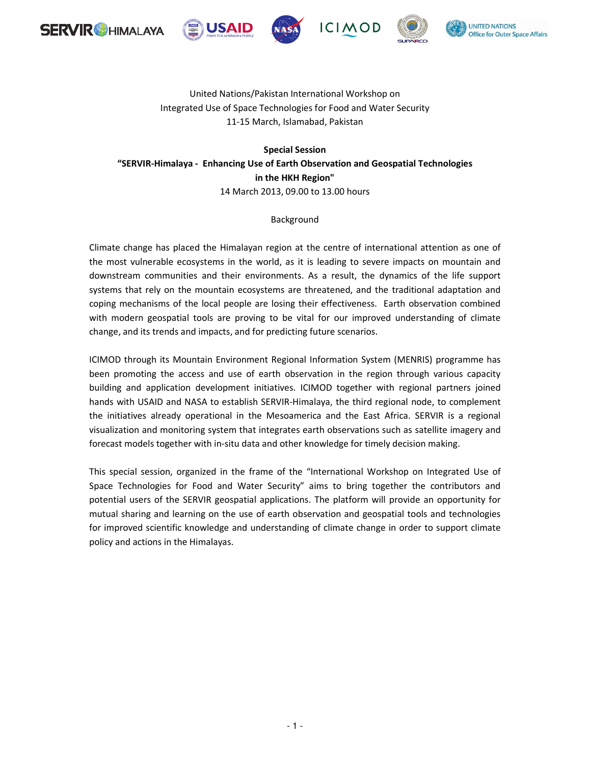United Nations/Pakistan International Workshop on
Integrated Use of Space Technologies for Food and Water Security
11-15 March, Islamabad, Pakistan

**Special Session**
**"SERVIR-Himalaya - Enhancing Use of Earth Observation and Geospatial Technologies in the HKH Region"**
14 March 2013, 09.00 to 13.00 hours

Background

Climate change has placed the Himalayan region at the centre of international attention as one of the most vulnerable ecosystems in the world, as it is leading to severe impacts on mountain and downstream communities and their environments. As a result, the dynamics of the life support systems that rely on the mountain ecosystems are threatened, and the traditional adaptation and coping mechanisms of the local people are losing their effectiveness. Earth observation combined with modern geospatial tools are proving to be vital for our improved understanding of climate change, and its trends and impacts, and for predicting future scenarios.

ICIMOD through its Mountain Environment Regional Information System (MENRIS) programme has been promoting the access and use of earth observation in the region through various capacity building and application development initiatives. ICIMOD together with regional partners joined hands with USAID and NASA to establish SERVIR-Himalaya, the third regional node, to complement the initiatives already operational in the Mesoamerica and the East Africa. SERVIR is a regional visualization and monitoring system that integrates earth observations such as satellite imagery and forecast models together with in-situ data and other knowledge for timely decision making.

This special session, organized in the frame of the "International Workshop on Integrated Use of Space Technologies for Food and Water Security" aims to bring together the contributors and potential users of the SERVIR geospatial applications. The platform will provide an opportunity for mutual sharing and learning on the use of earth observation and geospatial tools and technologies for improved scientific knowledge and understanding of climate change in order to support climate policy and actions in the Himalayas.